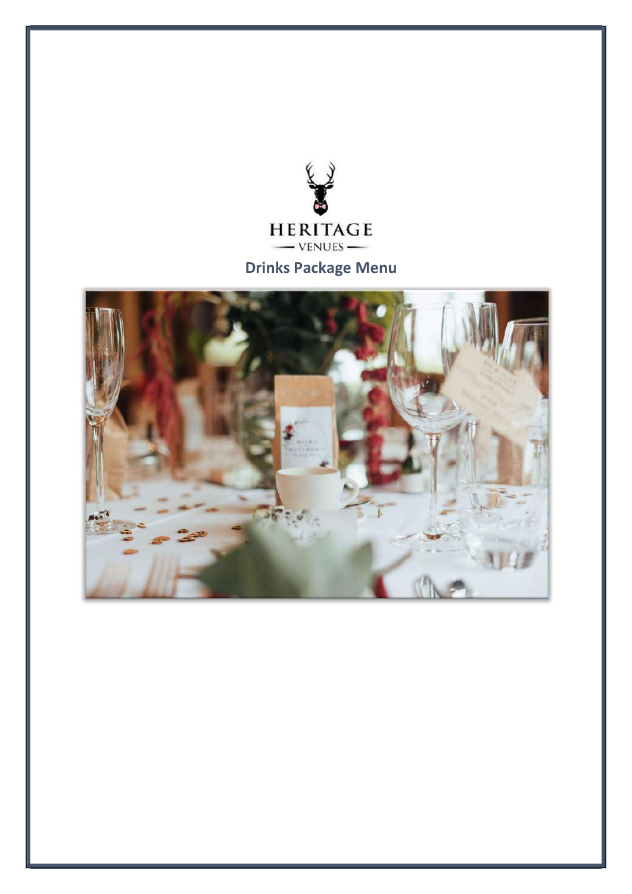HERITAGE

VENUES

# Drinks Package Menu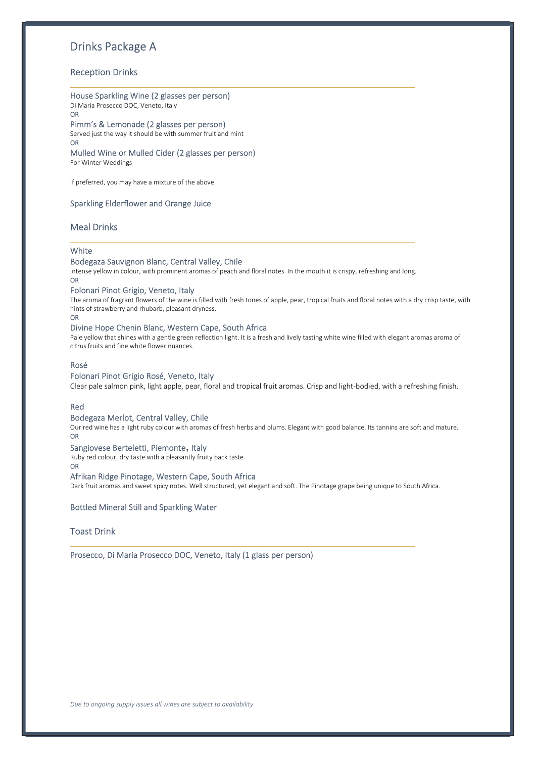# Drinks Package A

## Reception Drinks

### House Sparkling Wine (2 glasses per person)
Di Maria Prosecco DOC, Veneto, Italy

OR

### Pimm's & Lemonade (2 glasses per person)
Served just the way it should be with summer fruit and mint

OR

### Mulled Wine or Mulled Cider (2 glasses per person)
For Winter Weddings

If preferred, you may have a mixture of the above.

### Sparkling Elderflower and Orange Juice

## Meal Drinks

### White

#### Bodegaza Sauvignon Blanc, Central Valley, Chile
Intense yellow in colour, with prominent aromas of peach and floral notes. In the mouth it is crispy, refreshing and long.

OR

#### Folonari Pinot Grigio, Veneto, Italy
The aroma of fragrant flowers of the wine is filled with fresh tones of apple, pear, tropical fruits and floral notes with a dry crisp taste, with hints of strawberry and rhubarb, pleasant dryness.

OR

#### Divine Hope Chenin Blanc, Western Cape, South Africa
Pale yellow that shines with a gentle green reflection light. It is a fresh and lively tasting white wine filled with elegant aromas aroma of citrus fruits and fine white flower nuances.

### Rosé

#### Folonari Pinot Grigio Rosé, Veneto, Italy
Clear pale salmon pink, light apple, pear, floral and tropical fruit aromas. Crisp and light-bodied, with a refreshing finish.

### Red

#### Bodegaza Merlot, Central Valley, Chile
Our red wine has a light ruby colour with aromas of fresh herbs and plums. Elegant with good balance. Its tannins are soft and mature.

OR

#### Sangiovese Berteletti, Piemonte, Italy
Ruby red colour, dry taste with a pleasantly fruity back taste.

OR

#### Afrikan Ridge Pinotage, Western Cape, South Africa
Dark fruit aromas and sweet spicy notes. Well structured, yet elegant and soft. The Pinotage grape being unique to South Africa.

### Bottled Mineral Still and Sparkling Water

## Toast Drink

### Prosecco, Di Maria Prosecco DOC, Veneto, Italy (1 glass per person)

*Due to ongoing supply issues all wines are subject to availability*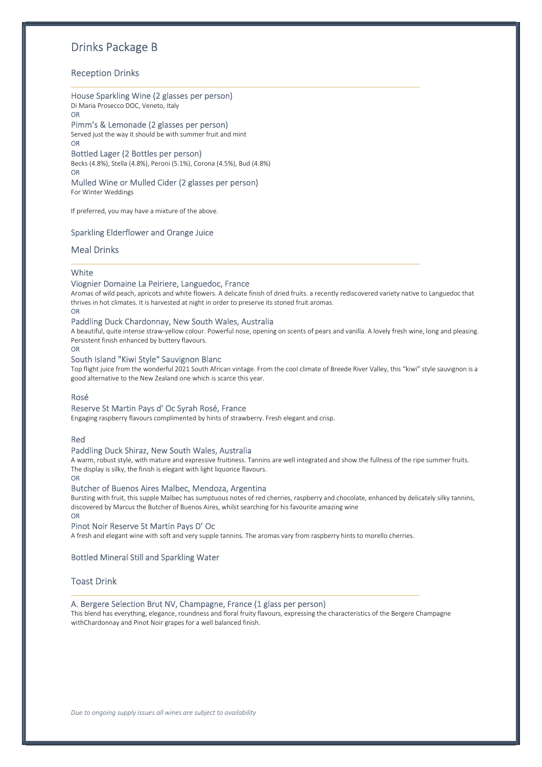# Drinks Package B

## Reception Drinks

### House Sparkling Wine (2 glasses per person)
Di Maria Prosecco DOC, Veneto, Italy

OR

### Pimm's & Lemonade (2 glasses per person)
Served just the way it should be with summer fruit and mint

OR

### Bottled Lager (2 Bottles per person)
Becks (4.8%), Stella (4.8%), Peroni (5.1%), Corona (4.5%), Bud (4.8%)

OR

### Mulled Wine or Mulled Cider (2 glasses per person)
For Winter Weddings

If preferred, you may have a mixture of the above.

### Sparkling Elderflower and Orange Juice

## Meal Drinks

### White

#### Viognier Domaine La Peiriere, Languedoc, France
Aromas of wild peach, apricots and white flowers. A delicate finish of dried fruits. a recently rediscovered variety native to Languedoc that thrives in hot climates. It is harvested at night in order to preserve its stoned fruit aromas.

OR

#### Paddling Duck Chardonnay, New South Wales, Australia
A beautiful, quite intense straw-yellow colour. Powerful nose, opening on scents of pears and vanilla. A lovely fresh wine, long and pleasing. Persistent finish enhanced by buttery flavours.

OR

#### South Island "Kiwi Style" Sauvignon Blanc
Top flight juice from the wonderful 2021 South African vintage. From the cool climate of Breede River Valley, this "kiwi" style sauvignon is a good alternative to the New Zealand one which is scarce this year.

### Rosé

#### Reserve St Martin Pays d' Oc Syrah Rosé, France
Engaging raspberry flavours complimented by hints of strawberry. Fresh elegant and crisp.

### Red

#### Paddling Duck Shiraz, New South Wales, Australia
A warm, robust style, with mature and expressive fruitiness. Tannins are well integrated and show the fullness of the ripe summer fruits. The display is silky, the finish is elegant with light liquorice flavours.

OR

#### Butcher of Buenos Aires Malbec, Mendoza, Argentina
Bursting with fruit, this supple Malbec has sumptuous notes of red cherries, raspberry and chocolate, enhanced by delicately silky tannins, discovered by Marcus the Butcher of Buenos Aires, whilst searching for his favourite amazing wine

OR

#### Pinot Noir Reserve St Martin Pays D' Oc
A fresh and elegant wine with soft and very supple tannins. The aromas vary from raspberry hints to morello cherries.

### Bottled Mineral Still and Sparkling Water

## Toast Drink

### A. Bergere Selection Brut NV, Champagne, France (1 glass per person)
This blend has everything, elegance, roundness and floral fruity flavours, expressing the characteristics of the Bergere Champagne withChardonnay and Pinot Noir grapes for a well balanced finish.

*Due to ongoing supply issues all wines are subject to availability*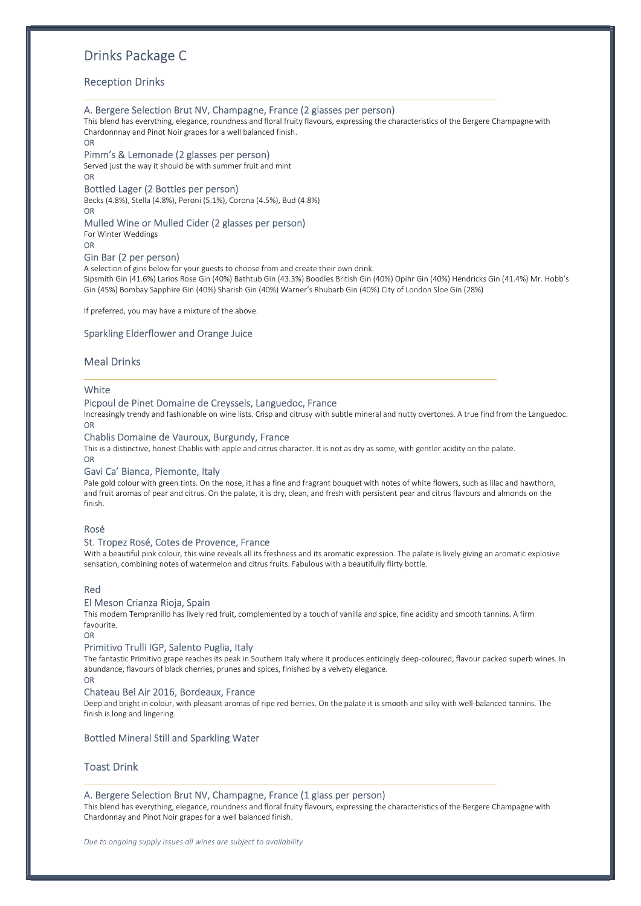# Drinks Package C

## Reception Drinks

### A. Bergere Selection Brut NV, Champagne, France (2 glasses per person)

This blend has everything, elegance, roundness and floral fruity flavours, expressing the characteristics of the Bergere Champagne with Chardonnnay and Pinot Noir grapes for a well balanced finish.

OR

### Pimm's & Lemonade (2 glasses per person)

Served just the way it should be with summer fruit and mint

OR

### Bottled Lager (2 Bottles per person)

Becks (4.8%), Stella (4.8%), Peroni (5.1%), Corona (4.5%), Bud (4.8%)

OR

### Mulled Wine or Mulled Cider (2 glasses per person)

For Winter Weddings

OR

### Gin Bar (2 per person)

A selection of gins below for your guests to choose from and create their own drink.

Sipsmith Gin (41.6%) Larios Rose Gin (40%) Bathtub Gin (43.3%) Boodles British Gin (40%) Opihr Gin (40%) Hendricks Gin (41.4%) Mr. Hobb's Gin (45%) Bombay Sapphire Gin (40%) Sharish Gin (40%) Warner's Rhubarb Gin (40%) City of London Sloe Gin (28%)

If preferred, you may have a mixture of the above.

### Sparkling Elderflower and Orange Juice

## Meal Drinks

### White

#### Picpoul de Pinet Domaine de Creyssels, Languedoc, France

Increasingly trendy and fashionable on wine lists. Crisp and citrusy with subtle mineral and nutty overtones. A true find from the Languedoc.

OR

#### Chablis Domaine de Vauroux, Burgundy, France

This is a distinctive, honest Chablis with apple and citrus character. It is not as dry as some, with gentler acidity on the palate.

OR

#### Gavi Ca' Bianca, Piemonte, Italy

Pale gold colour with green tints. On the nose, it has a fine and fragrant bouquet with notes of white flowers, such as lilac and hawthorn, and fruit aromas of pear and citrus. On the palate, it is dry, clean, and fresh with persistent pear and citrus flavours and almonds on the finish.

### Rosé

#### St. Tropez Rosé, Cotes de Provence, France

With a beautiful pink colour, this wine reveals all its freshness and its aromatic expression. The palate is lively giving an aromatic explosive sensation, combining notes of watermelon and citrus fruits. Fabulous with a beautifully flirty bottle.

### Red

#### El Meson Crianza Rioja, Spain

This modern Tempranillo has lively red fruit, complemented by a touch of vanilla and spice, fine acidity and smooth tannins. A firm favourite.

OR

#### Primitivo Trulli IGP, Salento Puglia, Italy

The fantastic Primitivo grape reaches its peak in Southern Italy where it produces enticingly deep-coloured, flavour packed superb wines. In abundance, flavours of black cherries, prunes and spices, finished by a velvety elegance.

OR

#### Chateau Bel Air 2016, Bordeaux, France

Deep and bright in colour, with pleasant aromas of ripe red berries. On the palate it is smooth and silky with well-balanced tannins. The finish is long and lingering.

### Bottled Mineral Still and Sparkling Water

## Toast Drink

### A. Bergere Selection Brut NV, Champagne, France (1 glass per person)

This blend has everything, elegance, roundness and floral fruity flavours, expressing the characteristics of the Bergere Champagne with Chardonnay and Pinot Noir grapes for a well balanced finish.

*Due to ongoing supply issues all wines are subject to availability*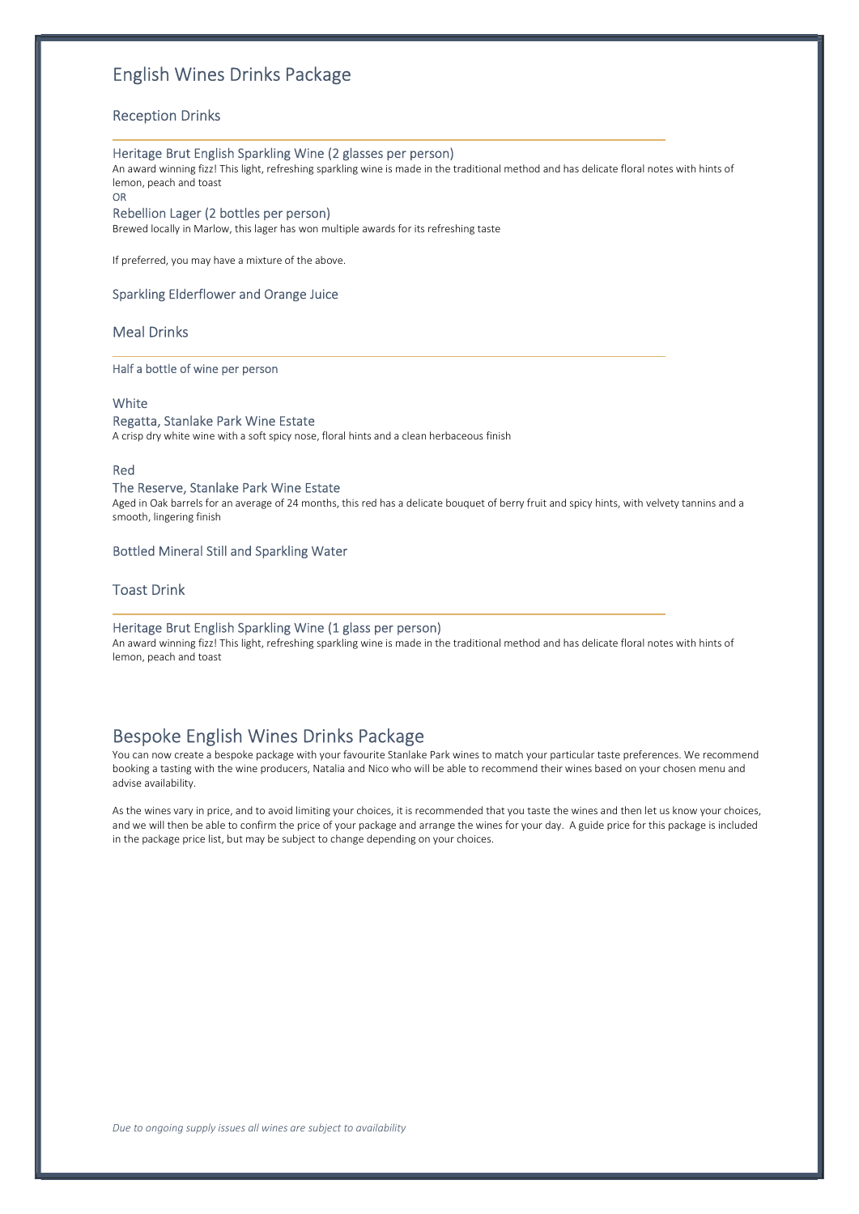# English Wines Drinks Package

## Reception Drinks

### Heritage Brut English Sparkling Wine (2 glasses per person)

An award winning fizz! This light, refreshing sparkling wine is made in the traditional method and has delicate floral notes with hints of lemon, peach and toast

OR

### Rebellion Lager (2 bottles per person)

Brewed locally in Marlow, this lager has won multiple awards for its refreshing taste

If preferred, you may have a mixture of the above.

### Sparkling Elderflower and Orange Juice

## Meal Drinks

Half a bottle of wine per person

### White

#### Regatta, Stanlake Park Wine Estate

A crisp dry white wine with a soft spicy nose, floral hints and a clean herbaceous finish

### Red

#### The Reserve, Stanlake Park Wine Estate

Aged in Oak barrels for an average of 24 months, this red has a delicate bouquet of berry fruit and spicy hints, with velvety tannins and a smooth, lingering finish

### Bottled Mineral Still and Sparkling Water

## Toast Drink

### Heritage Brut English Sparkling Wine (1 glass per person)

An award winning fizz! This light, refreshing sparkling wine is made in the traditional method and has delicate floral notes with hints of lemon, peach and toast

# Bespoke English Wines Drinks Package

You can now create a bespoke package with your favourite Stanlake Park wines to match your particular taste preferences. We recommend booking a tasting with the wine producers, Natalia and Nico who will be able to recommend their wines based on your chosen menu and advise availability.

As the wines vary in price, and to avoid limiting your choices, it is recommended that you taste the wines and then let us know your choices, and we will then be able to confirm the price of your package and arrange the wines for your day. A guide price for this package is included in the package price list, but may be subject to change depending on your choices.

*Due to ongoing supply issues all wines are subject to availability*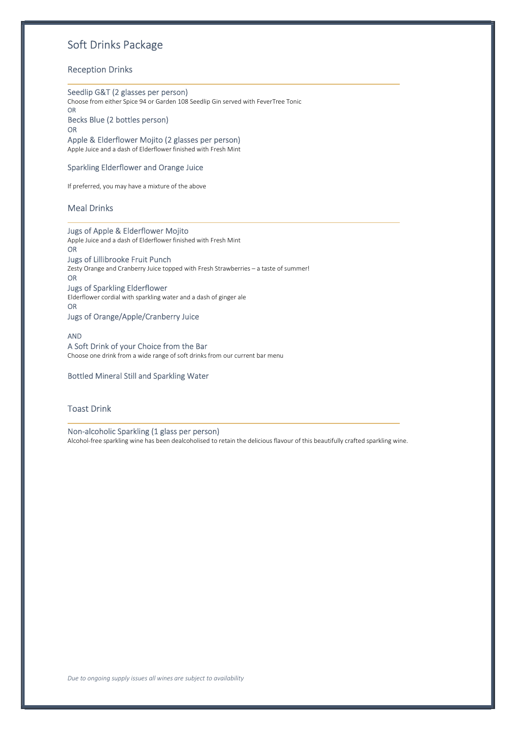# Soft Drinks Package

## Reception Drinks

### Seedlip G&T (2 glasses per person)

Choose from either Spice 94 or Garden 108 Seedlip Gin served with FeverTree Tonic

OR

### Becks Blue (2 bottles person)

OR

### Apple & Elderflower Mojito (2 glasses per person)

Apple Juice and a dash of Elderflower finished with Fresh Mint

### Sparkling Elderflower and Orange Juice

If preferred, you may have a mixture of the above

## Meal Drinks

### Jugs of Apple & Elderflower Mojito

Apple Juice and a dash of Elderflower finished with Fresh Mint

OR

### Jugs of Lillibrooke Fruit Punch

Zesty Orange and Cranberry Juice topped with Fresh Strawberries – a taste of summer!

OR

### Jugs of Sparkling Elderflower

Elderflower cordial with sparkling water and a dash of ginger ale

OR

### Jugs of Orange/Apple/Cranberry Juice

AND

### A Soft Drink of your Choice from the Bar

Choose one drink from a wide range of soft drinks from our current bar menu

### Bottled Mineral Still and Sparkling Water

## Toast Drink

### Non-alcoholic Sparkling (1 glass per person)

Alcohol-free sparkling wine has been dealcoholised to retain the delicious flavour of this beautifully crafted sparkling wine.

*Due to ongoing supply issues all wines are subject to availability*